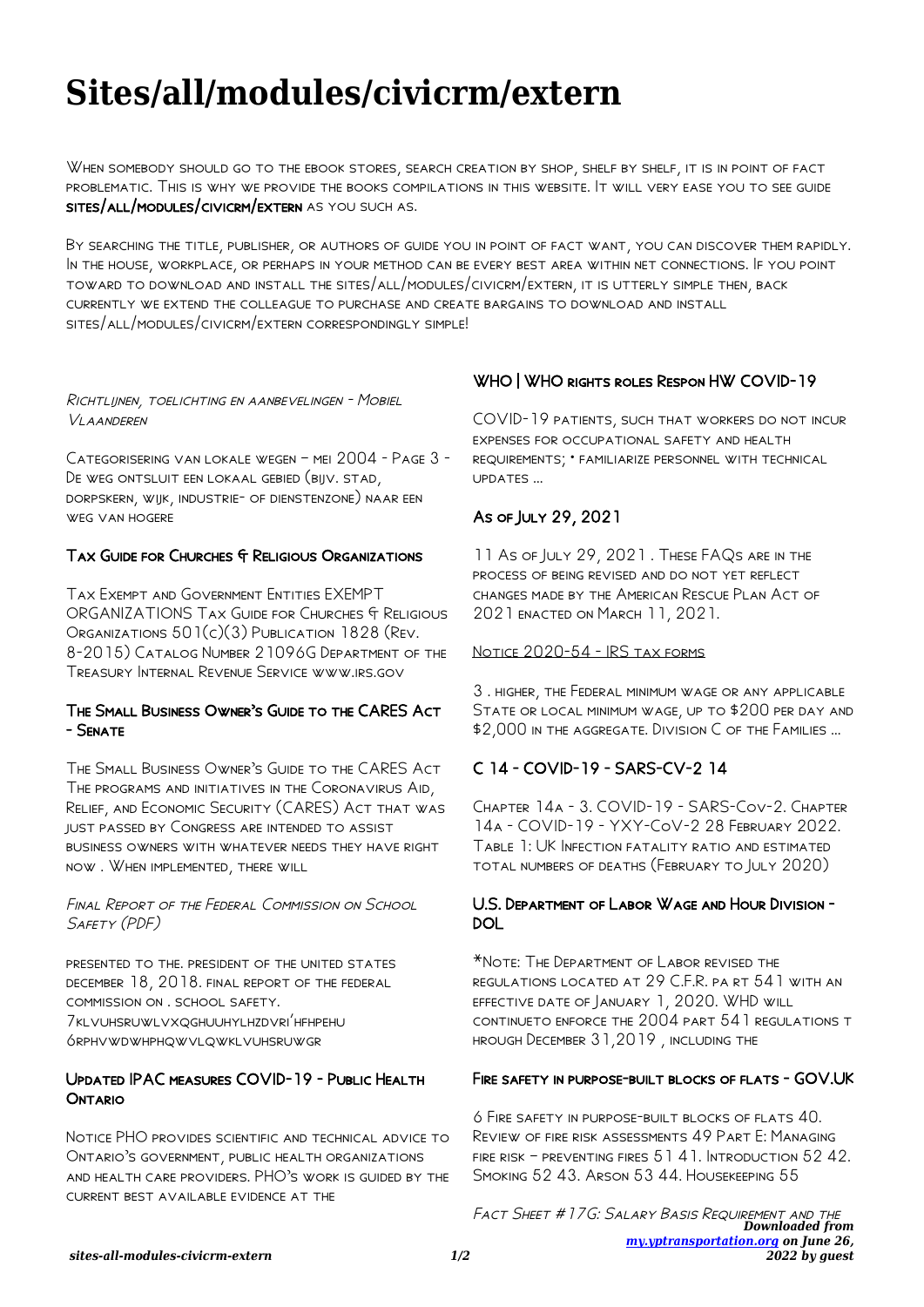# Sites/all/modules/civicrm/extern

When somebody should go to the ebook stores, search creation by shop, shelf by shelf, it is in point of fact problematic. This is why we provide the books compilations in this website. It will very ease you to see guide **sites/all/modules/civicrm/extern** as you such as.

By searching the title, publisher, or authors of guide you in point of fact want, you can discover them rapidly. In the house, workplace, or perhaps in your method can be every best area within net connections. If you point toward to download and install the sites/all/modules/civicrm/extern, it is utterly simple then, back currently we extend the colleague to purchase and create bargains to download and install sites/all/modules/civicrm/extern correspondingly simple!

*Richtlijnen, toelichting en aanbevelingen - Mobiel Vlaanderen*

Categorisering van lokale wegen – mei 2004 - Page 3 - De weg ontsluit een lokaal gebied (bijv. stad, dorpskern, wijk, industrie- of dienstenzone) naar een weg van hogere

### Tax Guide for Churches & Religious Organizations

Tax Exempt and Government Entities EXEMPT ORGANIZATIONS Tax Guide for Churches & Religious Organizations 501(c)(3) Publication 1828 (Rev. 8-2015) Catalog Number 21096G Department of the Treasury Internal Revenue Service www.irs.gov

### The Small Business Owner's Guide to the CARES Act - Senate

The Small Business Owner's Guide to the CARES Act The programs and initiatives in the Coronavirus Aid, Relief, and Economic Security (CARES) Act that was just passed by Congress are intended to assist business owners with whatever needs they have right now . When implemented, there will

*Final Report of the Federal Commission on School Safety (PDF)*

presented to the. president of the united states december 18, 2018. final report of the federal commission on . school safety. 7klvuhsruwlvxqghuuhylhzdvri'hfhpehu 6rphvwdwhphqwvlqwklvuhsruwgr

### Updated IPAC measures COVID-19 - Public Health Ontario

Notice PHO provides scientific and technical advice to Ontario's government, public health organizations and health care providers. PHO's work is guided by the current best available evidence at the

### WHO | WHO rights roles Respon HW COVID-19

COVID-19 patients, such that workers do not incur expenses for occupational safety and health requirements; • familiarize personnel with technical updates ...

### As of July 29, 2021

11 As of July 29, 2021 . These FAQs are in the process of being revised and do not yet reflect changes made by the American Rescue Plan Act of 2021 enacted on March 11, 2021.

Notice 2020-54 - IRS tax forms

3 . higher, the Federal minimum wage or any applicable State or local minimum wage, up to $200 per day and $2,000 in the aggregate. Division C of the Families ...

### C 14 - COVID-19 - SARS-CV-2 14

Chapter 14a - 3. COVID-19 - SARS-Cov-2. Chapter 14a - COVID-19 - YXY-CoV-2 28 February 2022. Table 1: UK Infection fatality ratio and estimated total numbers of deaths (February to July 2020)

### U.S. Department of Labor Wage and Hour Division - DOL

*Note: The Department of Labor revised the regulations located at 29 C.F.R. pa rt 541 with an effective date of January 1, 2020. WHD will continueto enforce the 2004 part 541 regulations t hrough December 31,2019 , including the

### Fire safety in purpose-built blocks of flats - GOV.UK

6 Fire safety in purpose-built blocks of flats 40. Review of fire risk assessments 49 Part E: Managing fire risk – preventing fires 51 41. Introduction 52 42. Smoking 52 43. Arson 53 44. Housekeeping 55

*Fact Sheet #17G: Salary Basis Requirement and the*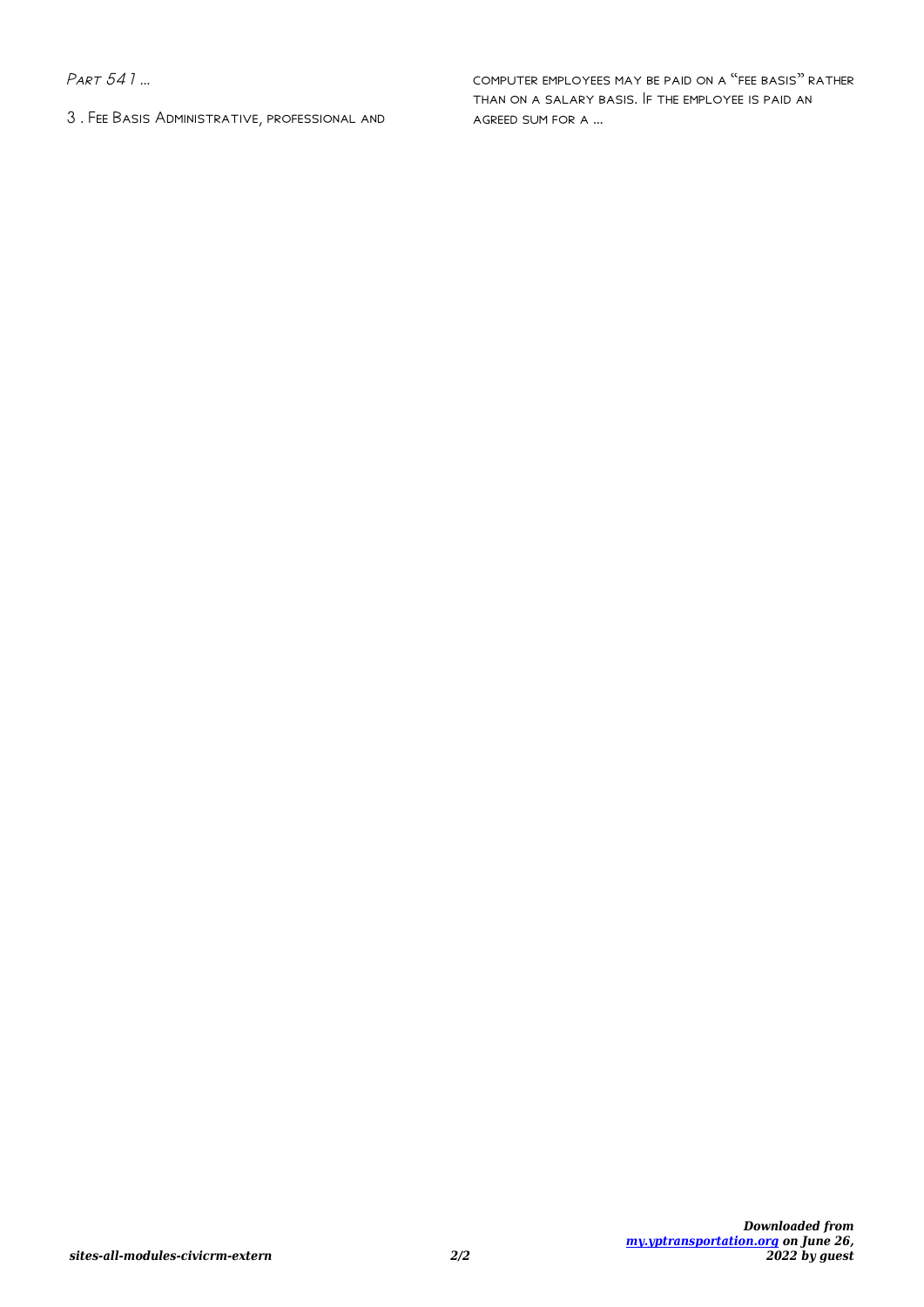Part 541 ...

3 . Fee Basis Administrative, professional and computer employees may be paid on a "fee basis" rather than on a salary basis. If the employee is paid an agreed sum for a ...